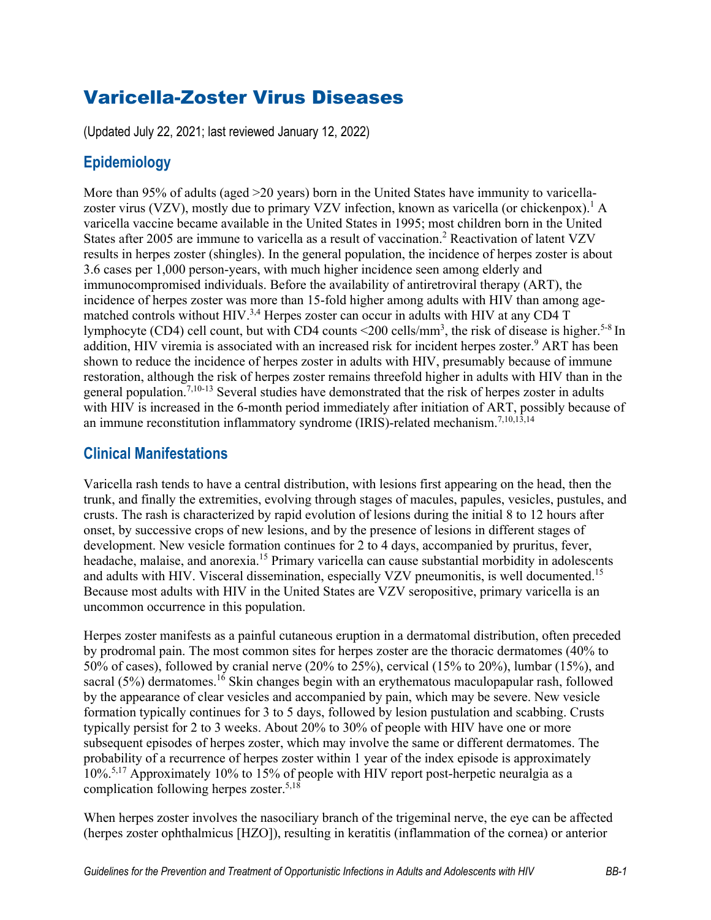# Varicella-Zoster Virus Diseases

(Updated July 22, 2021; last reviewed January 12, 2022)

## Epidemiology

More than 95% of adults (aged >20 years) born in the United States have immunity to varicella-zoster virus (VZV), mostly due to primary VZV infection, known as varicella (or chickenpox).[1] A varicella vaccine became available in the United States in 1995; most children born in the United States after 2005 are immune to varicella as a result of vaccination.[2] Reactivation of latent VZV results in herpes zoster (shingles). In the general population, the incidence of herpes zoster is about 3.6 cases per 1,000 person-years, with much higher incidence seen among elderly and immunocompromised individuals. Before the availability of antiretroviral therapy (ART), the incidence of herpes zoster was more than 15-fold higher among adults with HIV than among age-matched controls without HIV.[3,4] Herpes zoster can occur in adults with HIV at any CD4 T lymphocyte (CD4) cell count, but with CD4 counts <200 cells/mm$^3$, the risk of disease is higher.[5-8] In addition, HIV viremia is associated with an increased risk for incident herpes zoster.[9] ART has been shown to reduce the incidence of herpes zoster in adults with HIV, presumably because of immune restoration, although the risk of herpes zoster remains threefold higher in adults with HIV than in the general population.[7,10-13] Several studies have demonstrated that the risk of herpes zoster in adults with HIV is increased in the 6-month period immediately after initiation of ART, possibly because of an immune reconstitution inflammatory syndrome (IRIS)-related mechanism.[7,10,13,14]

## Clinical Manifestations

Varicella rash tends to have a central distribution, with lesions first appearing on the head, then the trunk, and finally the extremities, evolving through stages of macules, papules, vesicles, pustules, and crusts. The rash is characterized by rapid evolution of lesions during the initial 8 to 12 hours after onset, by successive crops of new lesions, and by the presence of lesions in different stages of development. New vesicle formation continues for 2 to 4 days, accompanied by pruritus, fever, headache, malaise, and anorexia.[15] Primary varicella can cause substantial morbidity in adolescents and adults with HIV. Visceral dissemination, especially VZV pneumonitis, is well documented.[15] Because most adults with HIV in the United States are VZV seropositive, primary varicella is an uncommon occurrence in this population.

Herpes zoster manifests as a painful cutaneous eruption in a dermatomal distribution, often preceded by prodromal pain. The most common sites for herpes zoster are the thoracic dermatomes (40% to 50% of cases), followed by cranial nerve (20% to 25%), cervical (15% to 20%), lumbar (15%), and sacral (5%) dermatomes.[16] Skin changes begin with an erythematous maculopapular rash, followed by the appearance of clear vesicles and accompanied by pain, which may be severe. New vesicle formation typically continues for 3 to 5 days, followed by lesion pustulation and scabbing. Crusts typically persist for 2 to 3 weeks. About 20% to 30% of people with HIV have one or more subsequent episodes of herpes zoster, which may involve the same or different dermatomes. The probability of a recurrence of herpes zoster within 1 year of the index episode is approximately 10%.[5,17] Approximately 10% to 15% of people with HIV report post-herpetic neuralgia as a complication following herpes zoster.[5,18]

When herpes zoster involves the nasociliary branch of the trigeminal nerve, the eye can be affected (herpes zoster ophthalmicus [HZO]), resulting in keratitis (inflammation of the cornea) or anterior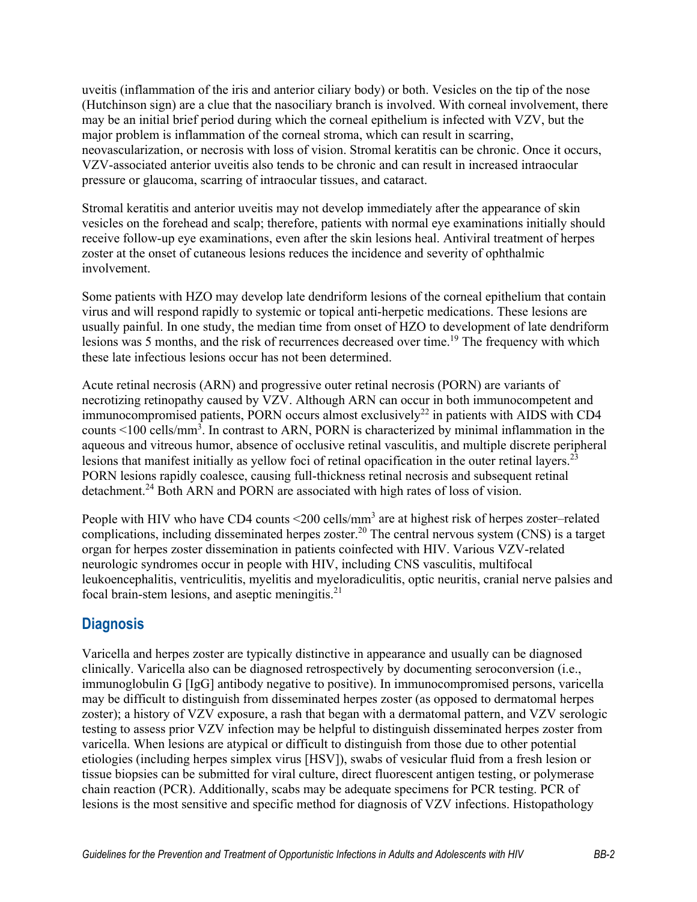uveitis (inflammation of the iris and anterior ciliary body) or both. Vesicles on the tip of the nose (Hutchinson sign) are a clue that the nasociliary branch is involved. With corneal involvement, there may be an initial brief period during which the corneal epithelium is infected with VZV, but the major problem is inflammation of the corneal stroma, which can result in scarring, neovascularization, or necrosis with loss of vision. Stromal keratitis can be chronic. Once it occurs, VZV-associated anterior uveitis also tends to be chronic and can result in increased intraocular pressure or glaucoma, scarring of intraocular tissues, and cataract.

Stromal keratitis and anterior uveitis may not develop immediately after the appearance of skin vesicles on the forehead and scalp; therefore, patients with normal eye examinations initially should receive follow-up eye examinations, even after the skin lesions heal. Antiviral treatment of herpes zoster at the onset of cutaneous lesions reduces the incidence and severity of ophthalmic involvement.

Some patients with HZO may develop late dendriform lesions of the corneal epithelium that contain virus and will respond rapidly to systemic or topical anti-herpetic medications. These lesions are usually painful. In one study, the median time from onset of HZO to development of late dendriform lesions was 5 months, and the risk of recurrences decreased over time.[19] The frequency with which these late infectious lesions occur has not been determined.

Acute retinal necrosis (ARN) and progressive outer retinal necrosis (PORN) are variants of necrotizing retinopathy caused by VZV. Although ARN can occur in both immunocompetent and immunocompromised patients, PORN occurs almost exclusively[22] in patients with AIDS with CD4 counts <100 cells/mm$^3$. In contrast to ARN, PORN is characterized by minimal inflammation in the aqueous and vitreous humor, absence of occlusive retinal vasculitis, and multiple discrete peripheral lesions that manifest initially as yellow foci of retinal opacification in the outer retinal layers.[23] PORN lesions rapidly coalesce, causing full-thickness retinal necrosis and subsequent retinal detachment.[24] Both ARN and PORN are associated with high rates of loss of vision.

People with HIV who have CD4 counts <200 cells/mm$^3$ are at highest risk of herpes zoster–related complications, including disseminated herpes zoster.[20] The central nervous system (CNS) is a target organ for herpes zoster dissemination in patients coinfected with HIV. Various VZV-related neurologic syndromes occur in people with HIV, including CNS vasculitis, multifocal leukoencephalitis, ventriculitis, myelitis and myeloradiculitis, optic neuritis, cranial nerve palsies and focal brain-stem lesions, and aseptic meningitis.[21]

## Diagnosis

Varicella and herpes zoster are typically distinctive in appearance and usually can be diagnosed clinically. Varicella also can be diagnosed retrospectively by documenting seroconversion (i.e., immunoglobulin G [IgG] antibody negative to positive). In immunocompromised persons, varicella may be difficult to distinguish from disseminated herpes zoster (as opposed to dermatomal herpes zoster); a history of VZV exposure, a rash that began with a dermatomal pattern, and VZV serologic testing to assess prior VZV infection may be helpful to distinguish disseminated herpes zoster from varicella. When lesions are atypical or difficult to distinguish from those due to other potential etiologies (including herpes simplex virus [HSV]), swabs of vesicular fluid from a fresh lesion or tissue biopsies can be submitted for viral culture, direct fluorescent antigen testing, or polymerase chain reaction (PCR). Additionally, scabs may be adequate specimens for PCR testing. PCR of lesions is the most sensitive and specific method for diagnosis of VZV infections. Histopathology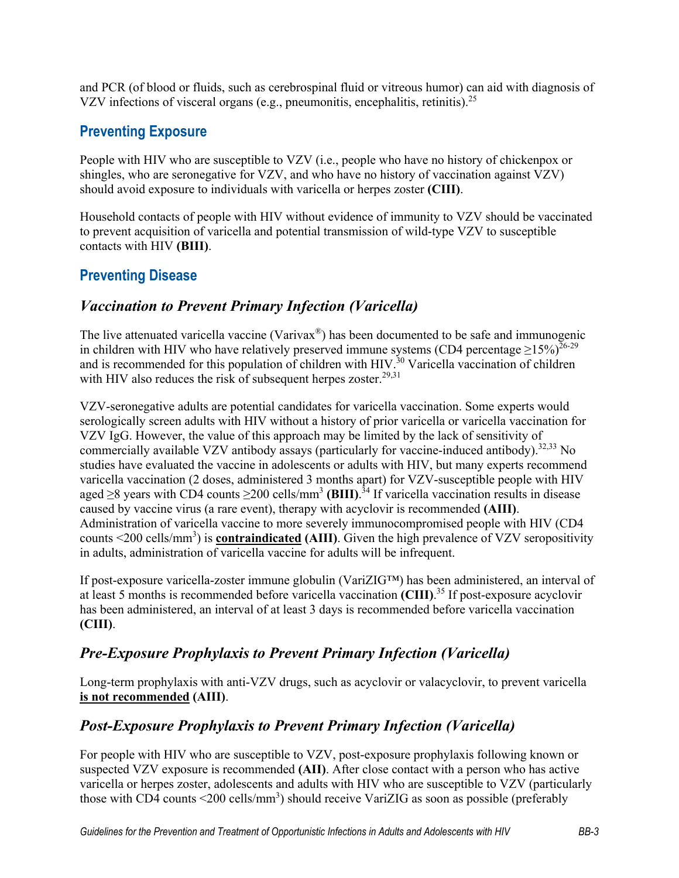and PCR (of blood or fluids, such as cerebrospinal fluid or vitreous humor) can aid with diagnosis of VZV infections of visceral organs (e.g., pneumonitis, encephalitis, retinitis).[25]

## Preventing Exposure

People with HIV who are susceptible to VZV (i.e., people who have no history of chickenpox or shingles, who are seronegative for VZV, and who have no history of vaccination against VZV) should avoid exposure to individuals with varicella or herpes zoster **(CIII)**.

Household contacts of people with HIV without evidence of immunity to VZV should be vaccinated to prevent acquisition of varicella and potential transmission of wild-type VZV to susceptible contacts with HIV **(BIII)**.

## Preventing Disease

### *Vaccination to Prevent Primary Infection (Varicella)*

The live attenuated varicella vaccine (Varivax®) has been documented to be safe and immunogenic in children with HIV who have relatively preserved immune systems (CD4 percentage ≥15%)[26-29] and is recommended for this population of children with HIV.[30] Varicella vaccination of children with HIV also reduces the risk of subsequent herpes zoster.[29,31]

VZV-seronegative adults are potential candidates for varicella vaccination. Some experts would serologically screen adults with HIV without a history of prior varicella or varicella vaccination for VZV IgG. However, the value of this approach may be limited by the lack of sensitivity of commercially available VZV antibody assays (particularly for vaccine-induced antibody).[32,33] No studies have evaluated the vaccine in adolescents or adults with HIV, but many experts recommend varicella vaccination (2 doses, administered 3 months apart) for VZV-susceptible people with HIV aged ≥8 years with CD4 counts ≥200 cells/mm$^3$ **(BIII)**.[34] If varicella vaccination results in disease caused by vaccine virus (a rare event), therapy with acyclovir is recommended **(AIII)**. Administration of varicella vaccine to more severely immunocompromised people with HIV (CD4 counts <200 cells/mm$^3$) is **contraindicated** **(AIII)**. Given the high prevalence of VZV seropositivity in adults, administration of varicella vaccine for adults will be infrequent.

If post-exposure varicella-zoster immune globulin (VariZIG™) has been administered, an interval of at least 5 months is recommended before varicella vaccination **(CIII)**.[35] If post-exposure acyclovir has been administered, an interval of at least 3 days is recommended before varicella vaccination **(CIII)**.

### *Pre-Exposure Prophylaxis to Prevent Primary Infection (Varicella)*

Long-term prophylaxis with anti-VZV drugs, such as acyclovir or valacyclovir, to prevent varicella **is not recommended** **(AIII)**.

### *Post-Exposure Prophylaxis to Prevent Primary Infection (Varicella)*

For people with HIV who are susceptible to VZV, post-exposure prophylaxis following known or suspected VZV exposure is recommended **(AII)**. After close contact with a person who has active varicella or herpes zoster, adolescents and adults with HIV who are susceptible to VZV (particularly those with CD4 counts <200 cells/mm$^3$) should receive VariZIG as soon as possible (preferably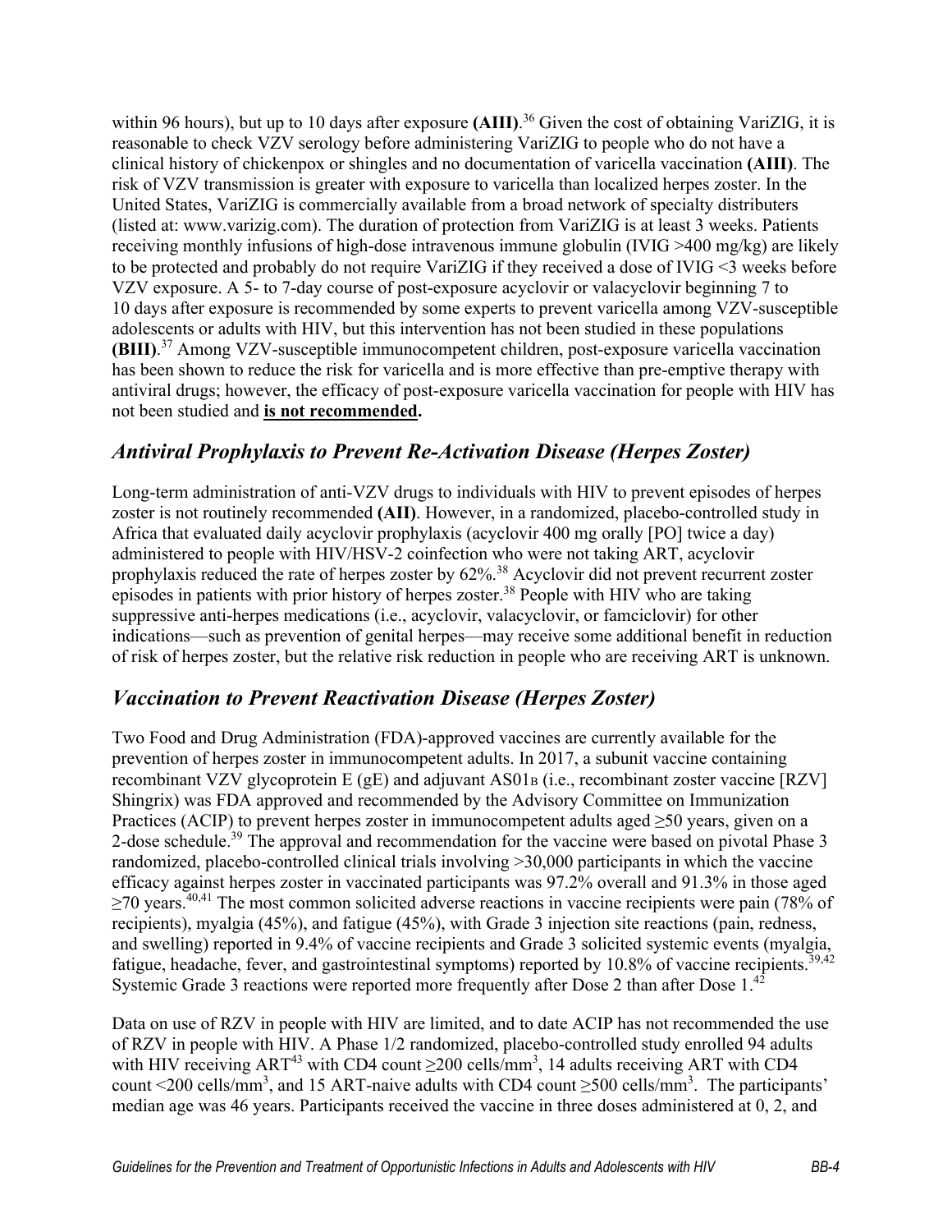within 96 hours), but up to 10 days after exposure **(AIII)**.[36] Given the cost of obtaining VariZIG, it is reasonable to check VZV serology before administering VariZIG to people who do not have a clinical history of chickenpox or shingles and no documentation of varicella vaccination **(AIII)**. The risk of VZV transmission is greater with exposure to varicella than localized herpes zoster. In the United States, VariZIG is commercially available from a broad network of specialty distributers (listed at: www.varizig.com). The duration of protection from VariZIG is at least 3 weeks. Patients receiving monthly infusions of high-dose intravenous immune globulin (IVIG >400 mg/kg) are likely to be protected and probably do not require VariZIG if they received a dose of IVIG <3 weeks before VZV exposure. A 5- to 7-day course of post-exposure acyclovir or valacyclovir beginning 7 to 10 days after exposure is recommended by some experts to prevent varicella among VZV-susceptible adolescents or adults with HIV, but this intervention has not been studied in these populations **(BIII)**.[37] Among VZV-susceptible immunocompetent children, post-exposure varicella vaccination has been shown to reduce the risk for varicella and is more effective than pre-emptive therapy with antiviral drugs; however, the efficacy of post-exposure varicella vaccination for people with HIV has not been studied and **is not recommended.**

## Antiviral Prophylaxis to Prevent Re-Activation Disease (Herpes Zoster)

Long-term administration of anti-VZV drugs to individuals with HIV to prevent episodes of herpes zoster is not routinely recommended **(AII)**. However, in a randomized, placebo-controlled study in Africa that evaluated daily acyclovir prophylaxis (acyclovir 400 mg orally [PO] twice a day) administered to people with HIV/HSV-2 coinfection who were not taking ART, acyclovir prophylaxis reduced the rate of herpes zoster by 62%.[38] Acyclovir did not prevent recurrent zoster episodes in patients with prior history of herpes zoster.[38] People with HIV who are taking suppressive anti-herpes medications (i.e., acyclovir, valacyclovir, or famciclovir) for other indications—such as prevention of genital herpes—may receive some additional benefit in reduction of risk of herpes zoster, but the relative risk reduction in people who are receiving ART is unknown.

## Vaccination to Prevent Reactivation Disease (Herpes Zoster)

Two Food and Drug Administration (FDA)-approved vaccines are currently available for the prevention of herpes zoster in immunocompetent adults. In 2017, a subunit vaccine containing recombinant VZV glycoprotein E (gE) and adjuvant $AS01_B$ (i.e., recombinant zoster vaccine [RZV] Shingrix) was FDA approved and recommended by the Advisory Committee on Immunization Practices (ACIP) to prevent herpes zoster in immunocompetent adults aged ≥50 years, given on a 2-dose schedule.[39] The approval and recommendation for the vaccine were based on pivotal Phase 3 randomized, placebo-controlled clinical trials involving >30,000 participants in which the vaccine efficacy against herpes zoster in vaccinated participants was 97.2% overall and 91.3% in those aged ≥70 years.[40,41] The most common solicited adverse reactions in vaccine recipients were pain (78% of recipients), myalgia (45%), and fatigue (45%), with Grade 3 injection site reactions (pain, redness, and swelling) reported in 9.4% of vaccine recipients and Grade 3 solicited systemic events (myalgia, fatigue, headache, fever, and gastrointestinal symptoms) reported by 10.8% of vaccine recipients.[39,42] Systemic Grade 3 reactions were reported more frequently after Dose 2 than after Dose 1.[42]

Data on use of RZV in people with HIV are limited, and to date ACIP has not recommended the use of RZV in people with HIV. A Phase 1/2 randomized, placebo-controlled study enrolled 94 adults with HIV receiving ART[43] with CD4 count ≥200 cells/mm$^3$, 14 adults receiving ART with CD4 count <200 cells/mm$^3$, and 15 ART-naive adults with CD4 count ≥500 cells/mm$^3$. The participants' median age was 46 years. Participants received the vaccine in three doses administered at 0, 2, and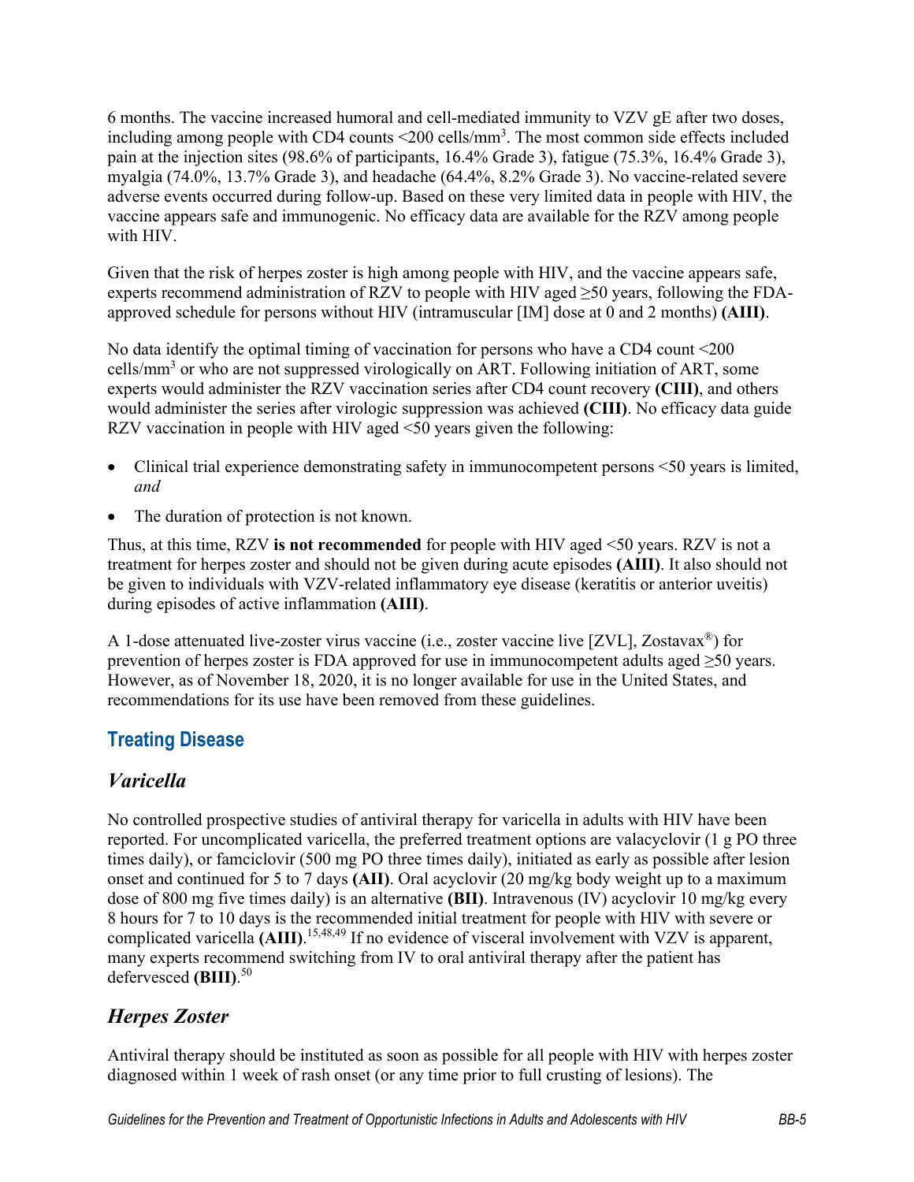6 months. The vaccine increased humoral and cell-mediated immunity to VZV gE after two doses, including among people with CD4 counts <200 cells/mm$^3$. The most common side effects included pain at the injection sites (98.6% of participants, 16.4% Grade 3), fatigue (75.3%, 16.4% Grade 3), myalgia (74.0%, 13.7% Grade 3), and headache (64.4%, 8.2% Grade 3). No vaccine-related severe adverse events occurred during follow-up. Based on these very limited data in people with HIV, the vaccine appears safe and immunogenic. No efficacy data are available for the RZV among people with HIV.

Given that the risk of herpes zoster is high among people with HIV, and the vaccine appears safe, experts recommend administration of RZV to people with HIV aged ≥50 years, following the FDA-approved schedule for persons without HIV (intramuscular [IM] dose at 0 and 2 months) **(AIII)**.

No data identify the optimal timing of vaccination for persons who have a CD4 count <200 cells/mm$^3$ or who are not suppressed virologically on ART. Following initiation of ART, some experts would administer the RZV vaccination series after CD4 count recovery **(CIII)**, and others would administer the series after virologic suppression was achieved **(CIII)**. No efficacy data guide RZV vaccination in people with HIV aged <50 years given the following:

- Clinical trial experience demonstrating safety in immunocompetent persons <50 years is limited, *and*
- The duration of protection is not known.

Thus, at this time, RZV **is not recommended** for people with HIV aged <50 years. RZV is not a treatment for herpes zoster and should not be given during acute episodes **(AIII)**. It also should not be given to individuals with VZV-related inflammatory eye disease (keratitis or anterior uveitis) during episodes of active inflammation **(AIII)**.

A 1-dose attenuated live-zoster virus vaccine (i.e., zoster vaccine live [ZVL], Zostavax®) for prevention of herpes zoster is FDA approved for use in immunocompetent adults aged ≥50 years. However, as of November 18, 2020, it is no longer available for use in the United States, and recommendations for its use have been removed from these guidelines.

## Treating Disease

### *Varicella*

No controlled prospective studies of antiviral therapy for varicella in adults with HIV have been reported. For uncomplicated varicella, the preferred treatment options are valacyclovir (1 g PO three times daily), or famciclovir (500 mg PO three times daily), initiated as early as possible after lesion onset and continued for 5 to 7 days **(AII)**. Oral acyclovir (20 mg/kg body weight up to a maximum dose of 800 mg five times daily) is an alternative **(BII)**. Intravenous (IV) acyclovir 10 mg/kg every 8 hours for 7 to 10 days is the recommended initial treatment for people with HIV with severe or complicated varicella **(AIII)**.[15,48,49] If no evidence of visceral involvement with VZV is apparent, many experts recommend switching from IV to oral antiviral therapy after the patient has defervesced **(BIII)**.[50]

### *Herpes Zoster*

Antiviral therapy should be instituted as soon as possible for all people with HIV with herpes zoster diagnosed within 1 week of rash onset (or any time prior to full crusting of lesions). The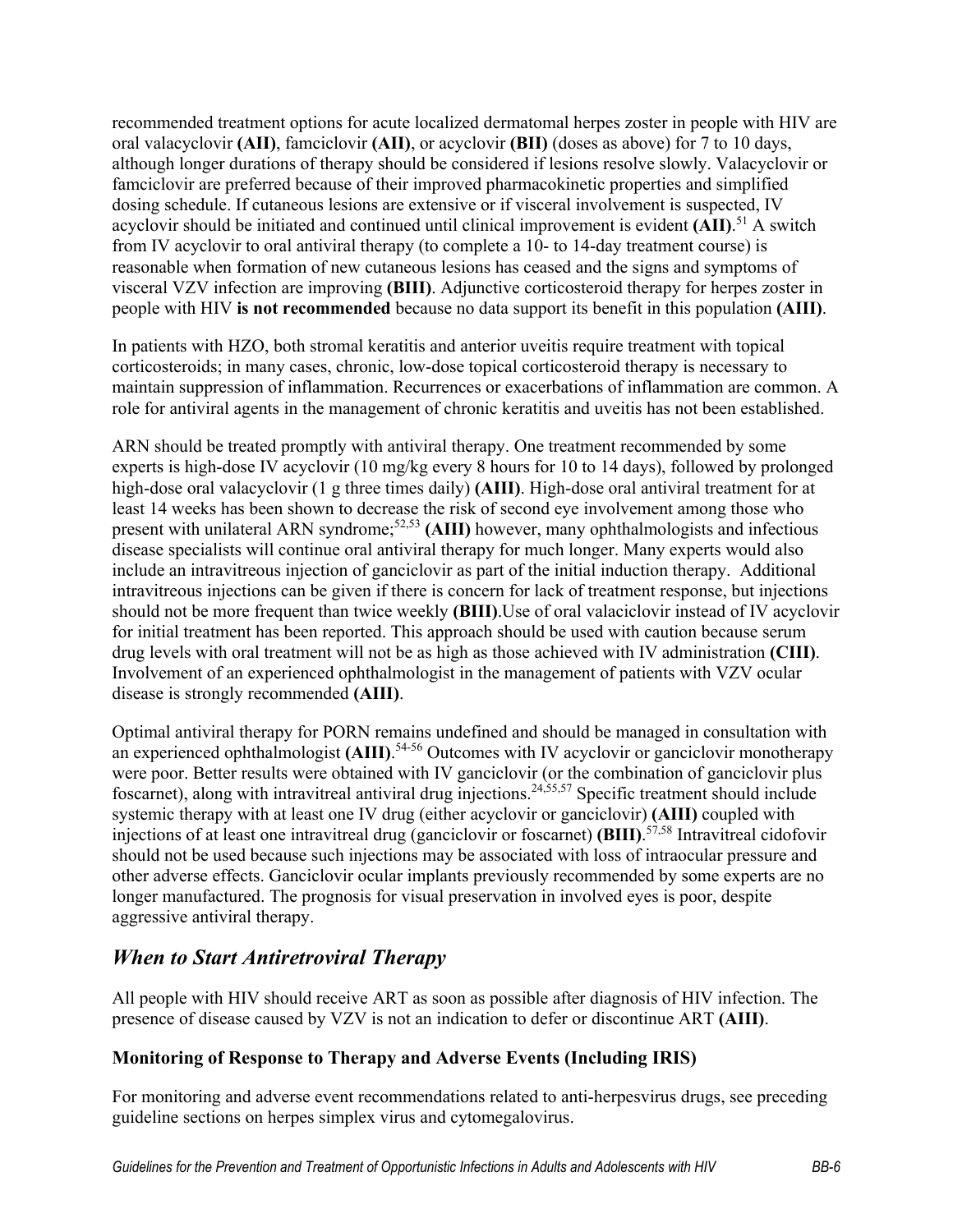recommended treatment options for acute localized dermatomal herpes zoster in people with HIV are oral valacyclovir **(AII)**, famciclovir **(AII)**, or acyclovir **(BII)** (doses as above) for 7 to 10 days, although longer durations of therapy should be considered if lesions resolve slowly. Valacyclovir or famciclovir are preferred because of their improved pharmacokinetic properties and simplified dosing schedule. If cutaneous lesions are extensive or if visceral involvement is suspected, IV acyclovir should be initiated and continued until clinical improvement is evident **(AII)**.[51] A switch from IV acyclovir to oral antiviral therapy (to complete a 10- to 14-day treatment course) is reasonable when formation of new cutaneous lesions has ceased and the signs and symptoms of visceral VZV infection are improving **(BIII)**. Adjunctive corticosteroid therapy for herpes zoster in people with HIV **is not recommended** because no data support its benefit in this population **(AIII)**.

In patients with HZO, both stromal keratitis and anterior uveitis require treatment with topical corticosteroids; in many cases, chronic, low-dose topical corticosteroid therapy is necessary to maintain suppression of inflammation. Recurrences or exacerbations of inflammation are common. A role for antiviral agents in the management of chronic keratitis and uveitis has not been established.

ARN should be treated promptly with antiviral therapy. One treatment recommended by some experts is high-dose IV acyclovir (10 mg/kg every 8 hours for 10 to 14 days), followed by prolonged high-dose oral valacyclovir (1 g three times daily) **(AIII)**. High-dose oral antiviral treatment for at least 14 weeks has been shown to decrease the risk of second eye involvement among those who present with unilateral ARN syndrome;[52,53] **(AIII)** however, many ophthalmologists and infectious disease specialists will continue oral antiviral therapy for much longer. Many experts would also include an intravitreous injection of ganciclovir as part of the initial induction therapy. Additional intravitreous injections can be given if there is concern for lack of treatment response, but injections should not be more frequent than twice weekly **(BIII)**.Use of oral valaciclovir instead of IV acyclovir for initial treatment has been reported. This approach should be used with caution because serum drug levels with oral treatment will not be as high as those achieved with IV administration **(CIII)**. Involvement of an experienced ophthalmologist in the management of patients with VZV ocular disease is strongly recommended **(AIII)**.

Optimal antiviral therapy for PORN remains undefined and should be managed in consultation with an experienced ophthalmologist **(AIII)**.[54-56] Outcomes with IV acyclovir or ganciclovir monotherapy were poor. Better results were obtained with IV ganciclovir (or the combination of ganciclovir plus foscarnet), along with intravitreal antiviral drug injections.[24,55,57] Specific treatment should include systemic therapy with at least one IV drug (either acyclovir or ganciclovir) **(AIII)** coupled with injections of at least one intravitreal drug (ganciclovir or foscarnet) **(BIII)**.[57,58] Intravitreal cidofovir should not be used because such injections may be associated with loss of intraocular pressure and other adverse effects. Ganciclovir ocular implants previously recommended by some experts are no longer manufactured. The prognosis for visual preservation in involved eyes is poor, despite aggressive antiviral therapy.

## *When to Start Antiretroviral Therapy*

All people with HIV should receive ART as soon as possible after diagnosis of HIV infection. The presence of disease caused by VZV is not an indication to defer or discontinue ART **(AIII)**.

### Monitoring of Response to Therapy and Adverse Events (Including IRIS)

For monitoring and adverse event recommendations related to anti-herpesvirus drugs, see preceding guideline sections on herpes simplex virus and cytomegalovirus.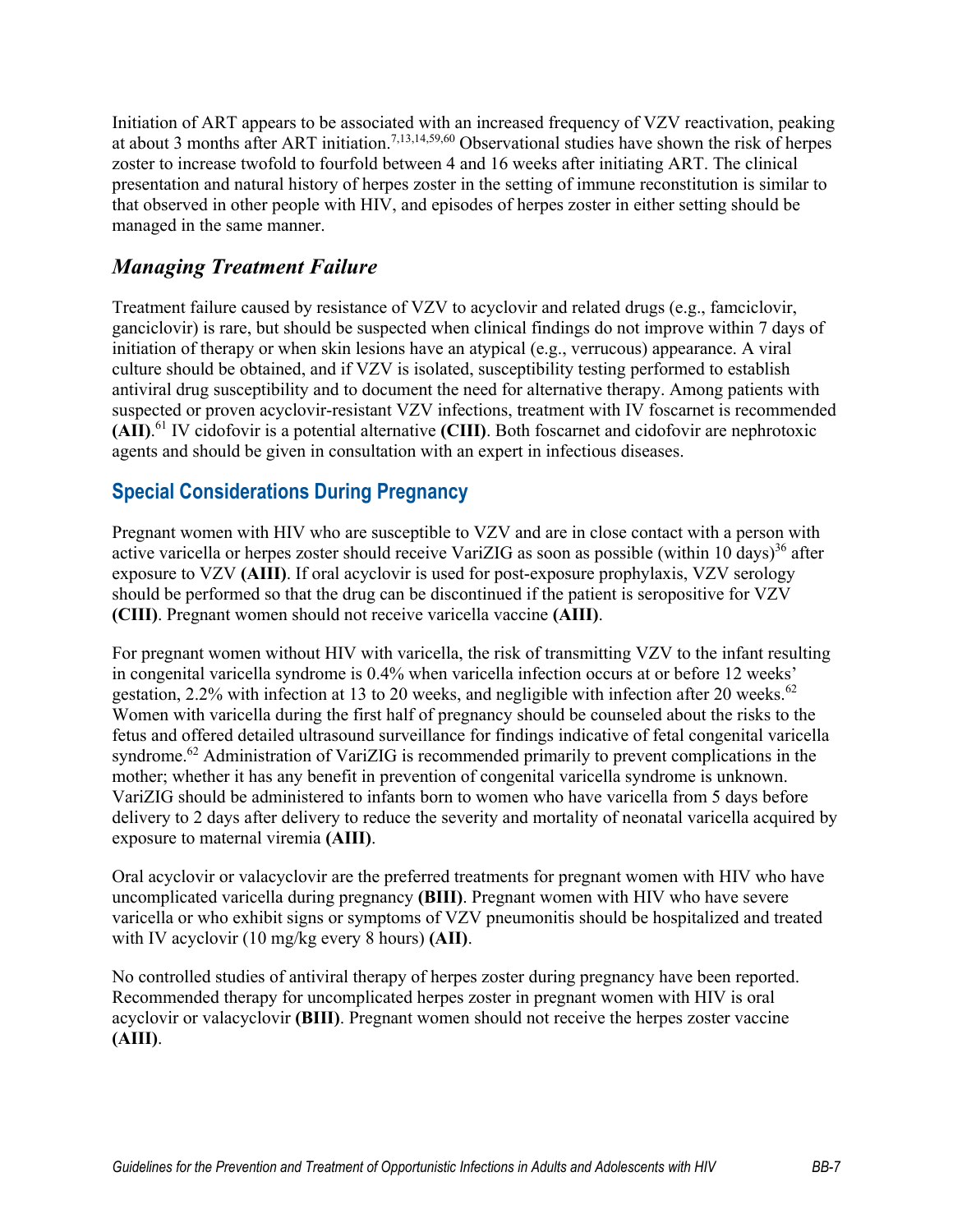Initiation of ART appears to be associated with an increased frequency of VZV reactivation, peaking at about 3 months after ART initiation.[7,13,14,59,60] Observational studies have shown the risk of herpes zoster to increase twofold to fourfold between 4 and 16 weeks after initiating ART. The clinical presentation and natural history of herpes zoster in the setting of immune reconstitution is similar to that observed in other people with HIV, and episodes of herpes zoster in either setting should be managed in the same manner.

### *Managing Treatment Failure*

Treatment failure caused by resistance of VZV to acyclovir and related drugs (e.g., famciclovir, ganciclovir) is rare, but should be suspected when clinical findings do not improve within 7 days of initiation of therapy or when skin lesions have an atypical (e.g., verrucous) appearance. A viral culture should be obtained, and if VZV is isolated, susceptibility testing performed to establish antiviral drug susceptibility and to document the need for alternative therapy. Among patients with suspected or proven acyclovir-resistant VZV infections, treatment with IV foscarnet is recommended **(AII)**.[61] IV cidofovir is a potential alternative **(CIII)**. Both foscarnet and cidofovir are nephrotoxic agents and should be given in consultation with an expert in infectious diseases.

## Special Considerations During Pregnancy

Pregnant women with HIV who are susceptible to VZV and are in close contact with a person with active varicella or herpes zoster should receive VariZIG as soon as possible (within 10 days)[36] after exposure to VZV **(AIII)**. If oral acyclovir is used for post-exposure prophylaxis, VZV serology should be performed so that the drug can be discontinued if the patient is seropositive for VZV **(CIII)**. Pregnant women should not receive varicella vaccine **(AIII)**.

For pregnant women without HIV with varicella, the risk of transmitting VZV to the infant resulting in congenital varicella syndrome is 0.4% when varicella infection occurs at or before 12 weeks' gestation, 2.2% with infection at 13 to 20 weeks, and negligible with infection after 20 weeks.[62] Women with varicella during the first half of pregnancy should be counseled about the risks to the fetus and offered detailed ultrasound surveillance for findings indicative of fetal congenital varicella syndrome.[62] Administration of VariZIG is recommended primarily to prevent complications in the mother; whether it has any benefit in prevention of congenital varicella syndrome is unknown. VariZIG should be administered to infants born to women who have varicella from 5 days before delivery to 2 days after delivery to reduce the severity and mortality of neonatal varicella acquired by exposure to maternal viremia **(AIII)**.

Oral acyclovir or valacyclovir are the preferred treatments for pregnant women with HIV who have uncomplicated varicella during pregnancy **(BIII)**. Pregnant women with HIV who have severe varicella or who exhibit signs or symptoms of VZV pneumonitis should be hospitalized and treated with IV acyclovir (10 mg/kg every 8 hours) **(AII)**.

No controlled studies of antiviral therapy of herpes zoster during pregnancy have been reported. Recommended therapy for uncomplicated herpes zoster in pregnant women with HIV is oral acyclovir or valacyclovir **(BIII)**. Pregnant women should not receive the herpes zoster vaccine **(AIII)**.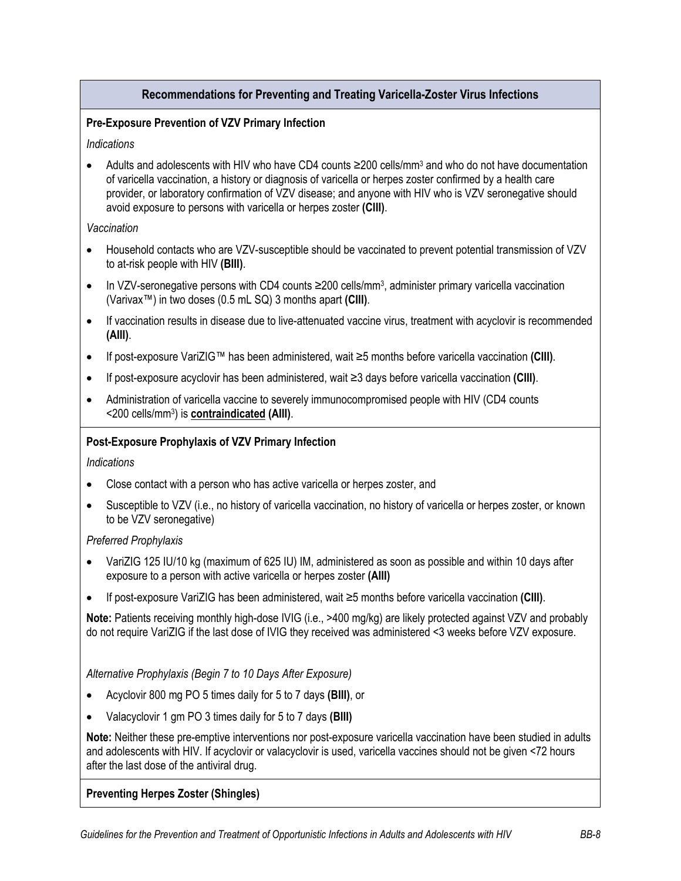## Recommendations for Preventing and Treating Varicella-Zoster Virus Infections

**Pre-Exposure Prevention of VZV Primary Infection**

*Indications*

- Adults and adolescents with HIV who have CD4 counts ≥200 cells/mm$^3$ and who do not have documentation of varicella vaccination, a history or diagnosis of varicella or herpes zoster confirmed by a health care provider, or laboratory confirmation of VZV disease; and anyone with HIV who is VZV seronegative should avoid exposure to persons with varicella or herpes zoster **(CIII)**.

*Vaccination*

- Household contacts who are VZV-susceptible should be vaccinated to prevent potential transmission of VZV to at-risk people with HIV **(BIII)**.
- In VZV-seronegative persons with CD4 counts ≥200 cells/mm$^3$, administer primary varicella vaccination (Varivax™) in two doses (0.5 mL SQ) 3 months apart **(CIII)**.
- If vaccination results in disease due to live-attenuated vaccine virus, treatment with acyclovir is recommended **(AIII)**.
- If post-exposure VariZIG™ has been administered, wait ≥5 months before varicella vaccination **(CIII)**.
- If post-exposure acyclovir has been administered, wait ≥3 days before varicella vaccination **(CIII)**.
- Administration of varicella vaccine to severely immunocompromised people with HIV (CD4 counts <200 cells/mm$^3$) is **contraindicated (AIII)**.

**Post-Exposure Prophylaxis of VZV Primary Infection**

*Indications*

- Close contact with a person who has active varicella or herpes zoster, and
- Susceptible to VZV (i.e., no history of varicella vaccination, no history of varicella or herpes zoster, or known to be VZV seronegative)

*Preferred Prophylaxis*

- VariZIG 125 IU/10 kg (maximum of 625 IU) IM, administered as soon as possible and within 10 days after exposure to a person with active varicella or herpes zoster **(AIII)**
- If post-exposure VariZIG has been administered, wait ≥5 months before varicella vaccination **(CIII)**.

**Note:** Patients receiving monthly high-dose IVIG (i.e., >400 mg/kg) are likely protected against VZV and probably do not require VariZIG if the last dose of IVIG they received was administered <3 weeks before VZV exposure.

*Alternative Prophylaxis (Begin 7 to 10 Days After Exposure)*

- Acyclovir 800 mg PO 5 times daily for 5 to 7 days **(BIII)**, or
- Valacyclovir 1 gm PO 3 times daily for 5 to 7 days **(BIII)**

**Note:** Neither these pre-emptive interventions nor post-exposure varicella vaccination have been studied in adults and adolescents with HIV. If acyclovir or valacyclovir is used, varicella vaccines should not be given <72 hours after the last dose of the antiviral drug.

**Preventing Herpes Zoster (Shingles)**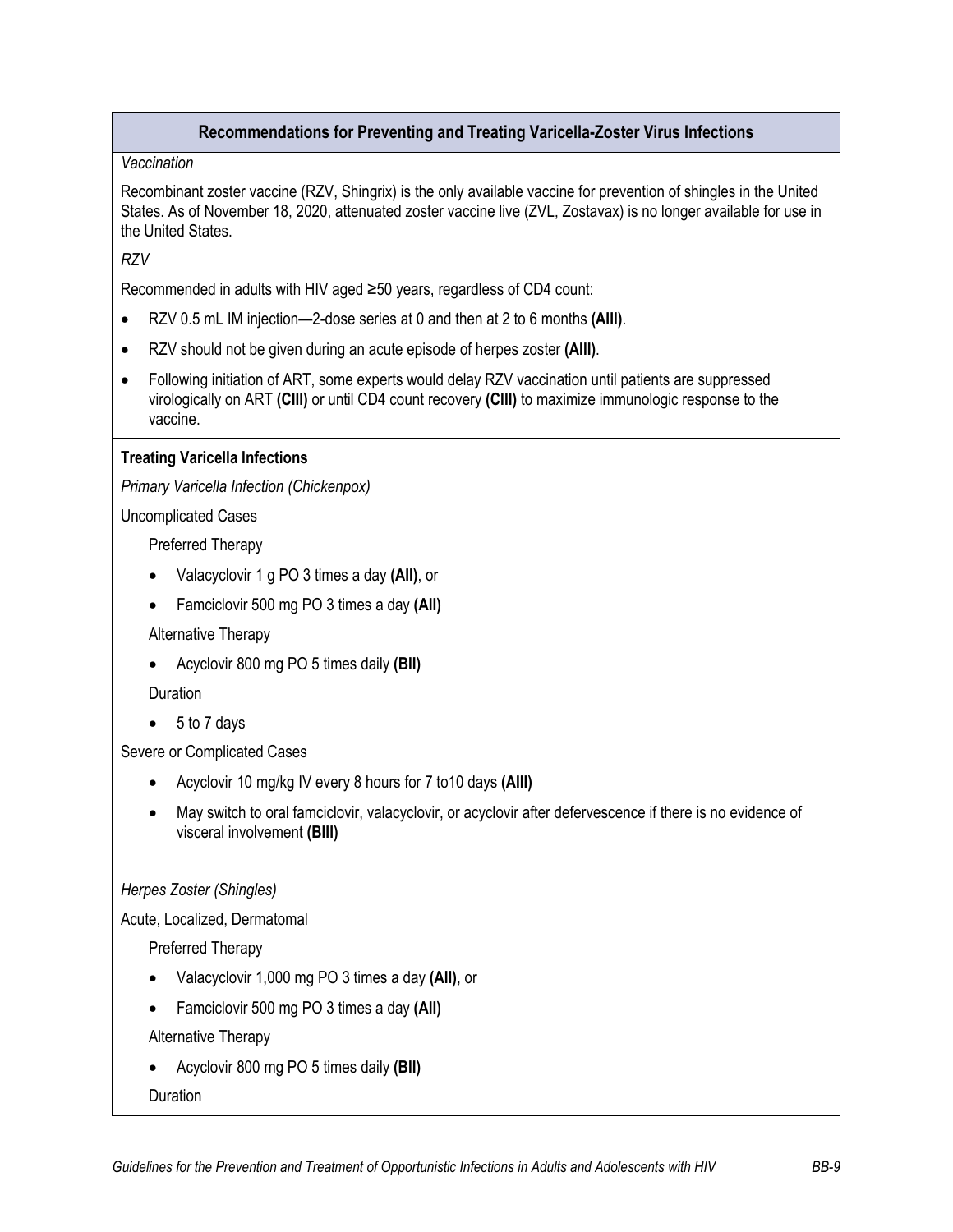## Recommendations for Preventing and Treating Varicella-Zoster Virus Infections

*Vaccination*

Recombinant zoster vaccine (RZV, Shingrix) is the only available vaccine for prevention of shingles in the United States. As of November 18, 2020, attenuated zoster vaccine live (ZVL, Zostavax) is no longer available for use in the United States.

*RZV*

Recommended in adults with HIV aged ≥50 years, regardless of CD4 count:

- RZV 0.5 mL IM injection—2-dose series at 0 and then at 2 to 6 months **(AIII)**.
- RZV should not be given during an acute episode of herpes zoster **(AIII)**.
- Following initiation of ART, some experts would delay RZV vaccination until patients are suppressed virologically on ART **(CIII)** or until CD4 count recovery **(CIII)** to maximize immunologic response to the vaccine.

**Treating Varicella Infections**

*Primary Varicella Infection (Chickenpox)*

Uncomplicated Cases

Preferred Therapy

- Valacyclovir 1 g PO 3 times a day **(AII)**, or
- Famciclovir 500 mg PO 3 times a day **(AII)**

Alternative Therapy

- Acyclovir 800 mg PO 5 times daily **(BII)**

Duration

- 5 to 7 days

Severe or Complicated Cases

- Acyclovir 10 mg/kg IV every 8 hours for 7 to10 days **(AIII)**
- May switch to oral famciclovir, valacyclovir, or acyclovir after defervescence if there is no evidence of visceral involvement **(BIII)**

*Herpes Zoster (Shingles)*

Acute, Localized, Dermatomal

Preferred Therapy

- Valacyclovir 1,000 mg PO 3 times a day **(AII)**, or
- Famciclovir 500 mg PO 3 times a day **(AII)**

Alternative Therapy

- Acyclovir 800 mg PO 5 times daily **(BII)**

Duration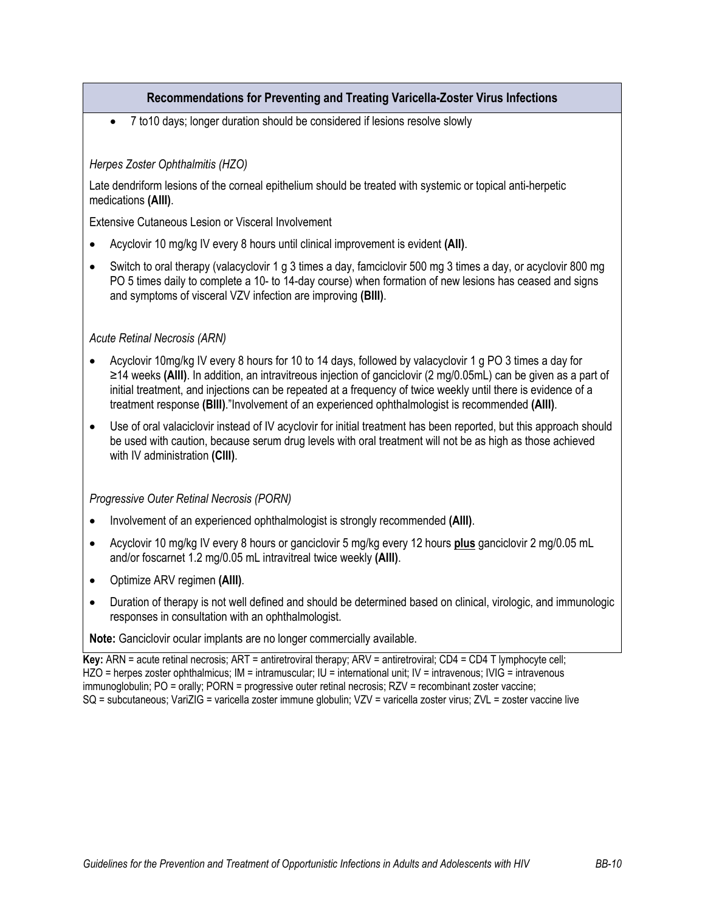## Recommendations for Preventing and Treating Varicella-Zoster Virus Infections

- 7 to10 days; longer duration should be considered if lesions resolve slowly

*Herpes Zoster Ophthalmitis (HZO)*

Late dendriform lesions of the corneal epithelium should be treated with systemic or topical anti-herpetic medications **(AIII)**.

Extensive Cutaneous Lesion or Visceral Involvement

- Acyclovir 10 mg/kg IV every 8 hours until clinical improvement is evident **(AII)**.
- Switch to oral therapy (valacyclovir 1 g 3 times a day, famciclovir 500 mg 3 times a day, or acyclovir 800 mg PO 5 times daily to complete a 10- to 14-day course) when formation of new lesions has ceased and signs and symptoms of visceral VZV infection are improving **(BIII)**.

*Acute Retinal Necrosis (ARN)*

- Acyclovir 10mg/kg IV every 8 hours for 10 to 14 days, followed by valacyclovir 1 g PO 3 times a day for ≥14 weeks **(AIII)**. In addition, an intravitreous injection of ganciclovir (2 mg/0.05mL) can be given as a part of initial treatment, and injections can be repeated at a frequency of twice weekly until there is evidence of a treatment response **(BIII)**."Involvement of an experienced ophthalmologist is recommended **(AIII)**.
- Use of oral valaciclovir instead of IV acyclovir for initial treatment has been reported, but this approach should be used with caution, because serum drug levels with oral treatment will not be as high as those achieved with IV administration **(CIII)**.

*Progressive Outer Retinal Necrosis (PORN)*

- Involvement of an experienced ophthalmologist is strongly recommended **(AIII)**.
- Acyclovir 10 mg/kg IV every 8 hours or ganciclovir 5 mg/kg every 12 hours **plus** ganciclovir 2 mg/0.05 mL and/or foscarnet 1.2 mg/0.05 mL intravitreal twice weekly **(AIII)**.
- Optimize ARV regimen **(AIII)**.
- Duration of therapy is not well defined and should be determined based on clinical, virologic, and immunologic responses in consultation with an ophthalmologist.

**Note:** Ganciclovir ocular implants are no longer commercially available.

**Key:** ARN = acute retinal necrosis; ART = antiretroviral therapy; ARV = antiretroviral; CD4 = CD4 T lymphocyte cell; HZO = herpes zoster ophthalmicus; IM = intramuscular; IU = international unit; IV = intravenous; IVIG = intravenous immunoglobulin; PO = orally; PORN = progressive outer retinal necrosis; RZV = recombinant zoster vaccine; SQ = subcutaneous; VariZIG = varicella zoster immune globulin; VZV = varicella zoster virus; ZVL = zoster vaccine live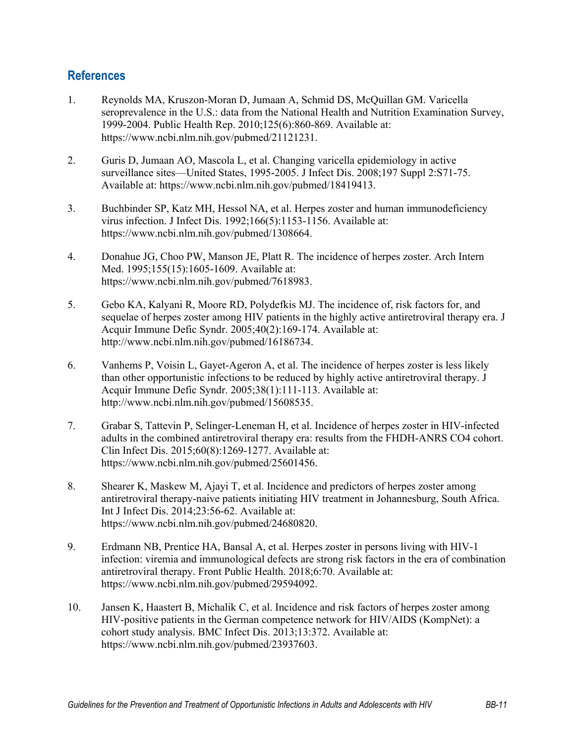## References

1. Reynolds MA, Kruszon-Moran D, Jumaan A, Schmid DS, McQuillan GM. Varicella seroprevalence in the U.S.: data from the National Health and Nutrition Examination Survey, 1999-2004. Public Health Rep. 2010;125(6):860-869. Available at: https://www.ncbi.nlm.nih.gov/pubmed/21121231.

2. Guris D, Jumaan AO, Mascola L, et al. Changing varicella epidemiology in active surveillance sites—United States, 1995-2005. J Infect Dis. 2008;197 Suppl 2:S71-75. Available at: https://www.ncbi.nlm.nih.gov/pubmed/18419413.

3. Buchbinder SP, Katz MH, Hessol NA, et al. Herpes zoster and human immunodeficiency virus infection. J Infect Dis. 1992;166(5):1153-1156. Available at: https://www.ncbi.nlm.nih.gov/pubmed/1308664.

4. Donahue JG, Choo PW, Manson JE, Platt R. The incidence of herpes zoster. Arch Intern Med. 1995;155(15):1605-1609. Available at: https://www.ncbi.nlm.nih.gov/pubmed/7618983.

5. Gebo KA, Kalyani R, Moore RD, Polydefkis MJ. The incidence of, risk factors for, and sequelae of herpes zoster among HIV patients in the highly active antiretroviral therapy era. J Acquir Immune Defic Syndr. 2005;40(2):169-174. Available at: http://www.ncbi.nlm.nih.gov/pubmed/16186734.

6. Vanhems P, Voisin L, Gayet-Ageron A, et al. The incidence of herpes zoster is less likely than other opportunistic infections to be reduced by highly active antiretroviral therapy. J Acquir Immune Defic Syndr. 2005;38(1):111-113. Available at: http://www.ncbi.nlm.nih.gov/pubmed/15608535.

7. Grabar S, Tattevin P, Selinger-Leneman H, et al. Incidence of herpes zoster in HIV-infected adults in the combined antiretroviral therapy era: results from the FHDH-ANRS CO4 cohort. Clin Infect Dis. 2015;60(8):1269-1277. Available at: https://www.ncbi.nlm.nih.gov/pubmed/25601456.

8. Shearer K, Maskew M, Ajayi T, et al. Incidence and predictors of herpes zoster among antiretroviral therapy-naive patients initiating HIV treatment in Johannesburg, South Africa. Int J Infect Dis. 2014;23:56-62. Available at: https://www.ncbi.nlm.nih.gov/pubmed/24680820.

9. Erdmann NB, Prentice HA, Bansal A, et al. Herpes zoster in persons living with HIV-1 infection: viremia and immunological defects are strong risk factors in the era of combination antiretroviral therapy. Front Public Health. 2018;6:70. Available at: https://www.ncbi.nlm.nih.gov/pubmed/29594092.

10. Jansen K, Haastert B, Michalik C, et al. Incidence and risk factors of herpes zoster among HIV-positive patients in the German competence network for HIV/AIDS (KompNet): a cohort study analysis. BMC Infect Dis. 2013;13:372. Available at: https://www.ncbi.nlm.nih.gov/pubmed/23937603.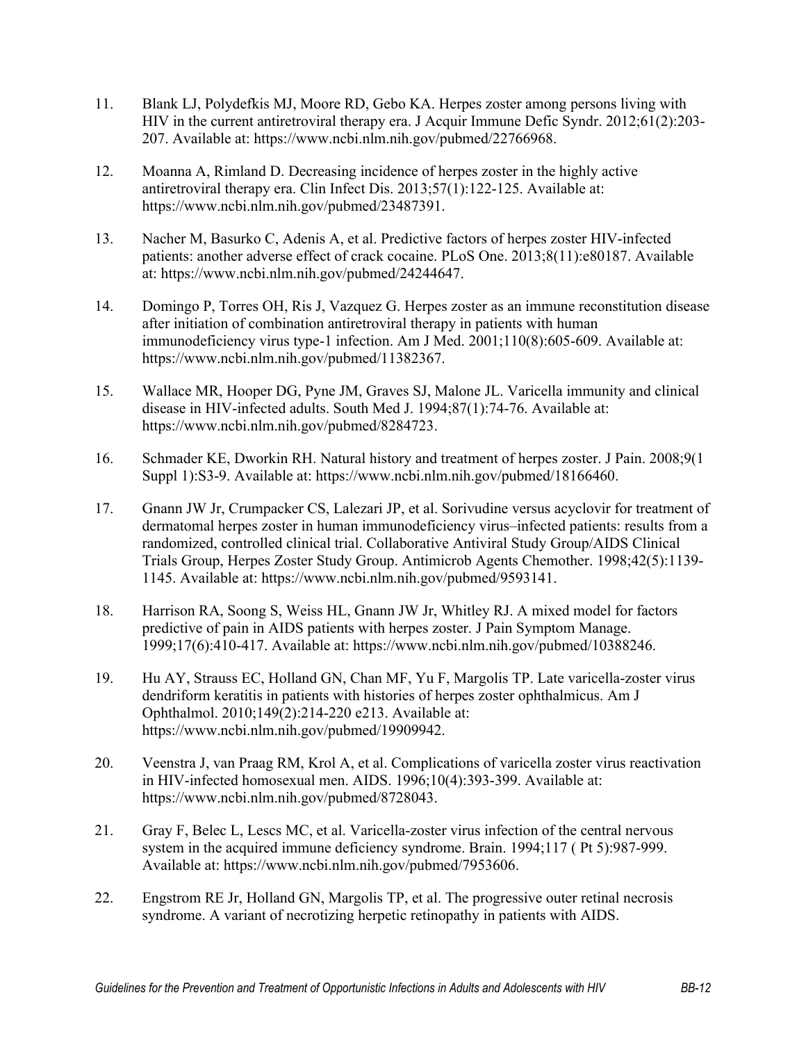11. Blank LJ, Polydefkis MJ, Moore RD, Gebo KA. Herpes zoster among persons living with HIV in the current antiretroviral therapy era. J Acquir Immune Defic Syndr. 2012;61(2):203-207. Available at: https://www.ncbi.nlm.nih.gov/pubmed/22766968.

12. Moanna A, Rimland D. Decreasing incidence of herpes zoster in the highly active antiretroviral therapy era. Clin Infect Dis. 2013;57(1):122-125. Available at: https://www.ncbi.nlm.nih.gov/pubmed/23487391.

13. Nacher M, Basurko C, Adenis A, et al. Predictive factors of herpes zoster HIV-infected patients: another adverse effect of crack cocaine. PLoS One. 2013;8(11):e80187. Available at: https://www.ncbi.nlm.nih.gov/pubmed/24244647.

14. Domingo P, Torres OH, Ris J, Vazquez G. Herpes zoster as an immune reconstitution disease after initiation of combination antiretroviral therapy in patients with human immunodeficiency virus type-1 infection. Am J Med. 2001;110(8):605-609. Available at: https://www.ncbi.nlm.nih.gov/pubmed/11382367.

15. Wallace MR, Hooper DG, Pyne JM, Graves SJ, Malone JL. Varicella immunity and clinical disease in HIV-infected adults. South Med J. 1994;87(1):74-76. Available at: https://www.ncbi.nlm.nih.gov/pubmed/8284723.

16. Schmader KE, Dworkin RH. Natural history and treatment of herpes zoster. J Pain. 2008;9(1 Suppl 1):S3-9. Available at: https://www.ncbi.nlm.nih.gov/pubmed/18166460.

17. Gnann JW Jr, Crumpacker CS, Lalezari JP, et al. Sorivudine versus acyclovir for treatment of dermatomal herpes zoster in human immunodeficiency virus–infected patients: results from a randomized, controlled clinical trial. Collaborative Antiviral Study Group/AIDS Clinical Trials Group, Herpes Zoster Study Group. Antimicrob Agents Chemother. 1998;42(5):1139-1145. Available at: https://www.ncbi.nlm.nih.gov/pubmed/9593141.

18. Harrison RA, Soong S, Weiss HL, Gnann JW Jr, Whitley RJ. A mixed model for factors predictive of pain in AIDS patients with herpes zoster. J Pain Symptom Manage. 1999;17(6):410-417. Available at: https://www.ncbi.nlm.nih.gov/pubmed/10388246.

19. Hu AY, Strauss EC, Holland GN, Chan MF, Yu F, Margolis TP. Late varicella-zoster virus dendriform keratitis in patients with histories of herpes zoster ophthalmicus. Am J Ophthalmol. 2010;149(2):214-220 e213. Available at: https://www.ncbi.nlm.nih.gov/pubmed/19909942.

20. Veenstra J, van Praag RM, Krol A, et al. Complications of varicella zoster virus reactivation in HIV-infected homosexual men. AIDS. 1996;10(4):393-399. Available at: https://www.ncbi.nlm.nih.gov/pubmed/8728043.

21. Gray F, Belec L, Lescs MC, et al. Varicella-zoster virus infection of the central nervous system in the acquired immune deficiency syndrome. Brain. 1994;117 ( Pt 5):987-999. Available at: https://www.ncbi.nlm.nih.gov/pubmed/7953606.

22. Engstrom RE Jr, Holland GN, Margolis TP, et al. The progressive outer retinal necrosis syndrome. A variant of necrotizing herpetic retinopathy in patients with AIDS.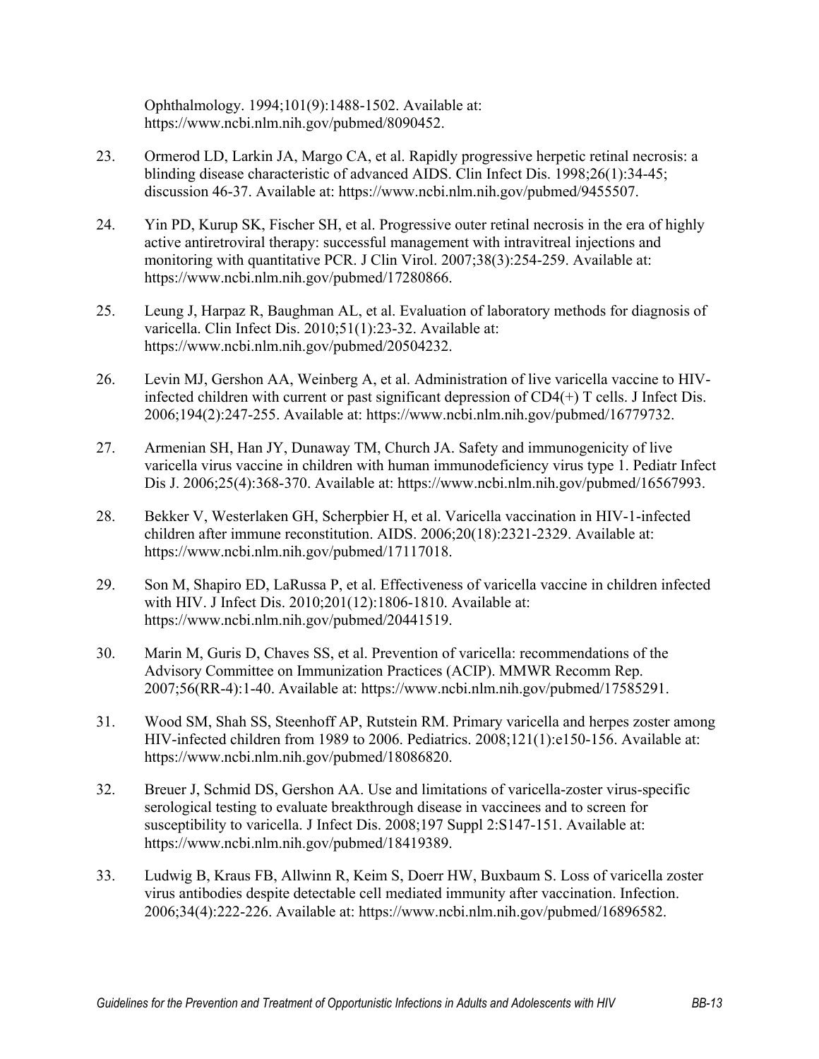Ophthalmology. 1994;101(9):1488-1502. Available at: https://www.ncbi.nlm.nih.gov/pubmed/8090452.

23. Ormerod LD, Larkin JA, Margo CA, et al. Rapidly progressive herpetic retinal necrosis: a blinding disease characteristic of advanced AIDS. Clin Infect Dis. 1998;26(1):34-45; discussion 46-37. Available at: https://www.ncbi.nlm.nih.gov/pubmed/9455507.

24. Yin PD, Kurup SK, Fischer SH, et al. Progressive outer retinal necrosis in the era of highly active antiretroviral therapy: successful management with intravitreal injections and monitoring with quantitative PCR. J Clin Virol. 2007;38(3):254-259. Available at: https://www.ncbi.nlm.nih.gov/pubmed/17280866.

25. Leung J, Harpaz R, Baughman AL, et al. Evaluation of laboratory methods for diagnosis of varicella. Clin Infect Dis. 2010;51(1):23-32. Available at: https://www.ncbi.nlm.nih.gov/pubmed/20504232.

26. Levin MJ, Gershon AA, Weinberg A, et al. Administration of live varicella vaccine to HIV-infected children with current or past significant depression of CD4(+) T cells. J Infect Dis. 2006;194(2):247-255. Available at: https://www.ncbi.nlm.nih.gov/pubmed/16779732.

27. Armenian SH, Han JY, Dunaway TM, Church JA. Safety and immunogenicity of live varicella virus vaccine in children with human immunodeficiency virus type 1. Pediatr Infect Dis J. 2006;25(4):368-370. Available at: https://www.ncbi.nlm.nih.gov/pubmed/16567993.

28. Bekker V, Westerlaken GH, Scherpbier H, et al. Varicella vaccination in HIV-1-infected children after immune reconstitution. AIDS. 2006;20(18):2321-2329. Available at: https://www.ncbi.nlm.nih.gov/pubmed/17117018.

29. Son M, Shapiro ED, LaRussa P, et al. Effectiveness of varicella vaccine in children infected with HIV. J Infect Dis. 2010;201(12):1806-1810. Available at: https://www.ncbi.nlm.nih.gov/pubmed/20441519.

30. Marin M, Guris D, Chaves SS, et al. Prevention of varicella: recommendations of the Advisory Committee on Immunization Practices (ACIP). MMWR Recomm Rep. 2007;56(RR-4):1-40. Available at: https://www.ncbi.nlm.nih.gov/pubmed/17585291.

31. Wood SM, Shah SS, Steenhoff AP, Rutstein RM. Primary varicella and herpes zoster among HIV-infected children from 1989 to 2006. Pediatrics. 2008;121(1):e150-156. Available at: https://www.ncbi.nlm.nih.gov/pubmed/18086820.

32. Breuer J, Schmid DS, Gershon AA. Use and limitations of varicella-zoster virus-specific serological testing to evaluate breakthrough disease in vaccinees and to screen for susceptibility to varicella. J Infect Dis. 2008;197 Suppl 2:S147-151. Available at: https://www.ncbi.nlm.nih.gov/pubmed/18419389.

33. Ludwig B, Kraus FB, Allwinn R, Keim S, Doerr HW, Buxbaum S. Loss of varicella zoster virus antibodies despite detectable cell mediated immunity after vaccination. Infection. 2006;34(4):222-226. Available at: https://www.ncbi.nlm.nih.gov/pubmed/16896582.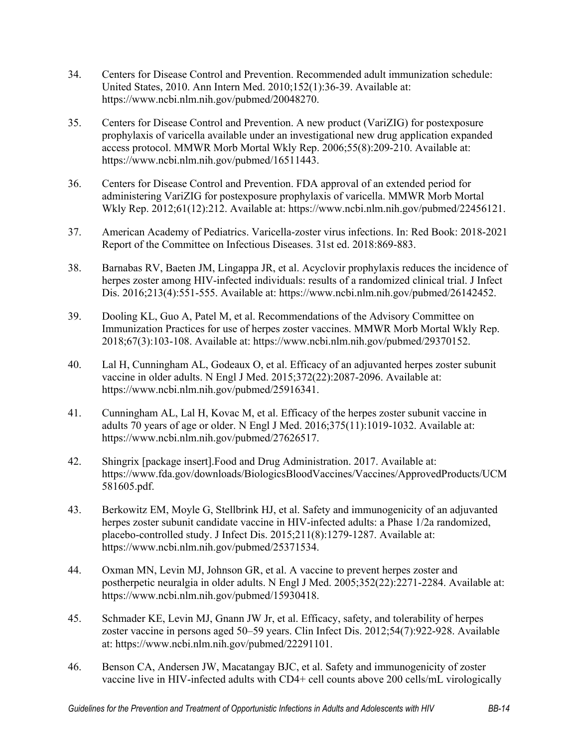34. Centers for Disease Control and Prevention. Recommended adult immunization schedule: United States, 2010. Ann Intern Med. 2010;152(1):36-39. Available at: https://www.ncbi.nlm.nih.gov/pubmed/20048270.

35. Centers for Disease Control and Prevention. A new product (VariZIG) for postexposure prophylaxis of varicella available under an investigational new drug application expanded access protocol. MMWR Morb Mortal Wkly Rep. 2006;55(8):209-210. Available at: https://www.ncbi.nlm.nih.gov/pubmed/16511443.

36. Centers for Disease Control and Prevention. FDA approval of an extended period for administering VariZIG for postexposure prophylaxis of varicella. MMWR Morb Mortal Wkly Rep. 2012;61(12):212. Available at: https://www.ncbi.nlm.nih.gov/pubmed/22456121.

37. American Academy of Pediatrics. Varicella-zoster virus infections. In: Red Book: 2018-2021 Report of the Committee on Infectious Diseases. 31st ed. 2018:869-883.

38. Barnabas RV, Baeten JM, Lingappa JR, et al. Acyclovir prophylaxis reduces the incidence of herpes zoster among HIV-infected individuals: results of a randomized clinical trial. J Infect Dis. 2016;213(4):551-555. Available at: https://www.ncbi.nlm.nih.gov/pubmed/26142452.

39. Dooling KL, Guo A, Patel M, et al. Recommendations of the Advisory Committee on Immunization Practices for use of herpes zoster vaccines. MMWR Morb Mortal Wkly Rep. 2018;67(3):103-108. Available at: https://www.ncbi.nlm.nih.gov/pubmed/29370152.

40. Lal H, Cunningham AL, Godeaux O, et al. Efficacy of an adjuvanted herpes zoster subunit vaccine in older adults. N Engl J Med. 2015;372(22):2087-2096. Available at: https://www.ncbi.nlm.nih.gov/pubmed/25916341.

41. Cunningham AL, Lal H, Kovac M, et al. Efficacy of the herpes zoster subunit vaccine in adults 70 years of age or older. N Engl J Med. 2016;375(11):1019-1032. Available at: https://www.ncbi.nlm.nih.gov/pubmed/27626517.

42. Shingrix [package insert].Food and Drug Administration. 2017. Available at: https://www.fda.gov/downloads/BiologicsBloodVaccines/Vaccines/ApprovedProducts/UCM581605.pdf.

43. Berkowitz EM, Moyle G, Stellbrink HJ, et al. Safety and immunogenicity of an adjuvanted herpes zoster subunit candidate vaccine in HIV-infected adults: a Phase 1/2a randomized, placebo-controlled study. J Infect Dis. 2015;211(8):1279-1287. Available at: https://www.ncbi.nlm.nih.gov/pubmed/25371534.

44. Oxman MN, Levin MJ, Johnson GR, et al. A vaccine to prevent herpes zoster and postherpetic neuralgia in older adults. N Engl J Med. 2005;352(22):2271-2284. Available at: https://www.ncbi.nlm.nih.gov/pubmed/15930418.

45. Schmader KE, Levin MJ, Gnann JW Jr, et al. Efficacy, safety, and tolerability of herpes zoster vaccine in persons aged 50–59 years. Clin Infect Dis. 2012;54(7):922-928. Available at: https://www.ncbi.nlm.nih.gov/pubmed/22291101.

46. Benson CA, Andersen JW, Macatangay BJC, et al. Safety and immunogenicity of zoster vaccine live in HIV-infected adults with CD4+ cell counts above 200 cells/mL virologically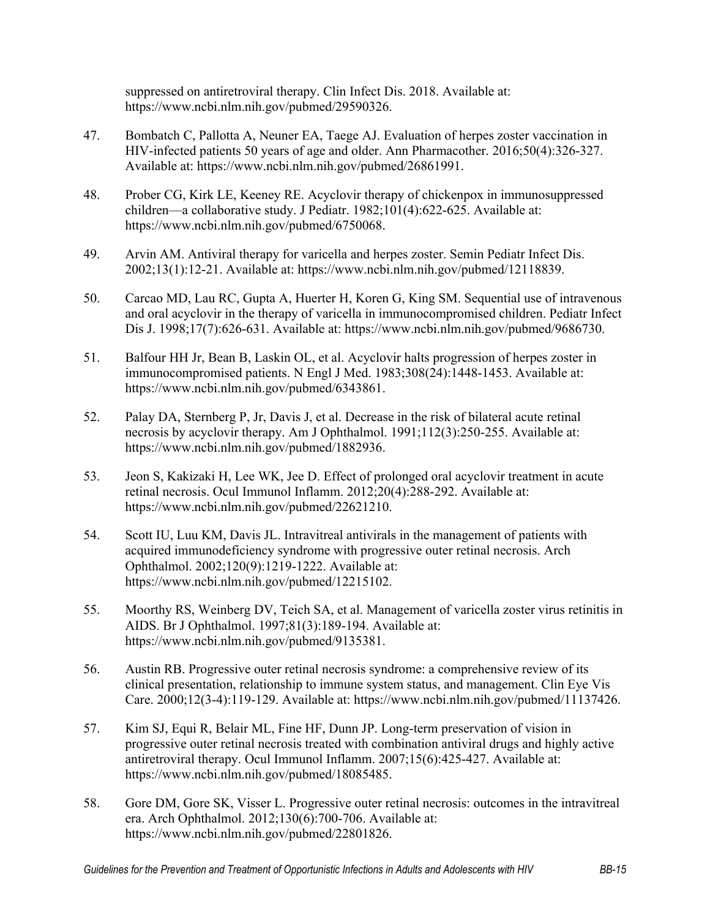suppressed on antiretroviral therapy. Clin Infect Dis. 2018. Available at: https://www.ncbi.nlm.nih.gov/pubmed/29590326.

47. Bombatch C, Pallotta A, Neuner EA, Taege AJ. Evaluation of herpes zoster vaccination in HIV-infected patients 50 years of age and older. Ann Pharmacother. 2016;50(4):326-327. Available at: https://www.ncbi.nlm.nih.gov/pubmed/26861991.

48. Prober CG, Kirk LE, Keeney RE. Acyclovir therapy of chickenpox in immunosuppressed children—a collaborative study. J Pediatr. 1982;101(4):622-625. Available at: https://www.ncbi.nlm.nih.gov/pubmed/6750068.

49. Arvin AM. Antiviral therapy for varicella and herpes zoster. Semin Pediatr Infect Dis. 2002;13(1):12-21. Available at: https://www.ncbi.nlm.nih.gov/pubmed/12118839.

50. Carcao MD, Lau RC, Gupta A, Huerter H, Koren G, King SM. Sequential use of intravenous and oral acyclovir in the therapy of varicella in immunocompromised children. Pediatr Infect Dis J. 1998;17(7):626-631. Available at: https://www.ncbi.nlm.nih.gov/pubmed/9686730.

51. Balfour HH Jr, Bean B, Laskin OL, et al. Acyclovir halts progression of herpes zoster in immunocompromised patients. N Engl J Med. 1983;308(24):1448-1453. Available at: https://www.ncbi.nlm.nih.gov/pubmed/6343861.

52. Palay DA, Sternberg P, Jr, Davis J, et al. Decrease in the risk of bilateral acute retinal necrosis by acyclovir therapy. Am J Ophthalmol. 1991;112(3):250-255. Available at: https://www.ncbi.nlm.nih.gov/pubmed/1882936.

53. Jeon S, Kakizaki H, Lee WK, Jee D. Effect of prolonged oral acyclovir treatment in acute retinal necrosis. Ocul Immunol Inflamm. 2012;20(4):288-292. Available at: https://www.ncbi.nlm.nih.gov/pubmed/22621210.

54. Scott IU, Luu KM, Davis JL. Intravitreal antivirals in the management of patients with acquired immunodeficiency syndrome with progressive outer retinal necrosis. Arch Ophthalmol. 2002;120(9):1219-1222. Available at: https://www.ncbi.nlm.nih.gov/pubmed/12215102.

55. Moorthy RS, Weinberg DV, Teich SA, et al. Management of varicella zoster virus retinitis in AIDS. Br J Ophthalmol. 1997;81(3):189-194. Available at: https://www.ncbi.nlm.nih.gov/pubmed/9135381.

56. Austin RB. Progressive outer retinal necrosis syndrome: a comprehensive review of its clinical presentation, relationship to immune system status, and management. Clin Eye Vis Care. 2000;12(3-4):119-129. Available at: https://www.ncbi.nlm.nih.gov/pubmed/11137426.

57. Kim SJ, Equi R, Belair ML, Fine HF, Dunn JP. Long-term preservation of vision in progressive outer retinal necrosis treated with combination antiviral drugs and highly active antiretroviral therapy. Ocul Immunol Inflamm. 2007;15(6):425-427. Available at: https://www.ncbi.nlm.nih.gov/pubmed/18085485.

58. Gore DM, Gore SK, Visser L. Progressive outer retinal necrosis: outcomes in the intravitreal era. Arch Ophthalmol. 2012;130(6):700-706. Available at: https://www.ncbi.nlm.nih.gov/pubmed/22801826.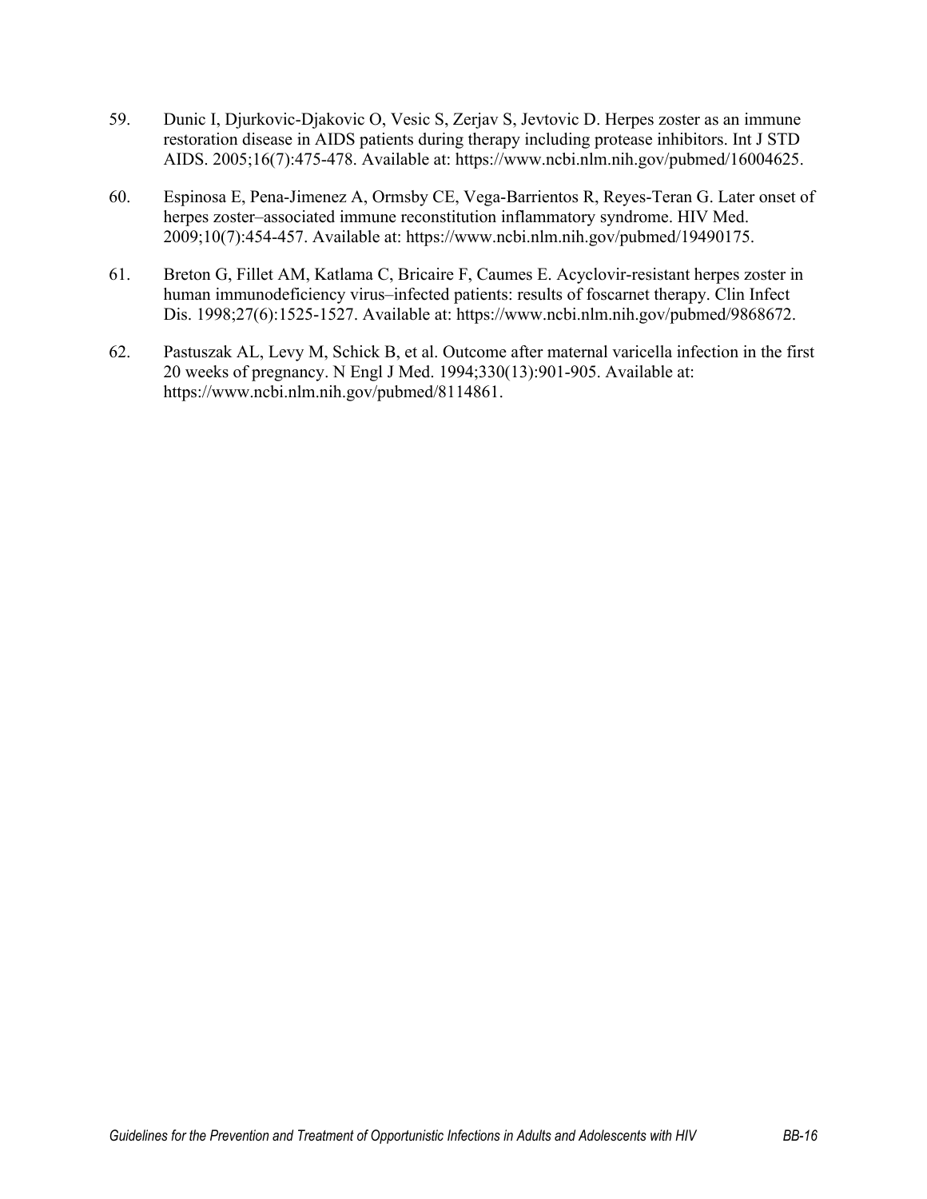59. Dunic I, Djurkovic-Djakovic O, Vesic S, Zerjav S, Jevtovic D. Herpes zoster as an immune restoration disease in AIDS patients during therapy including protease inhibitors. Int J STD AIDS. 2005;16(7):475-478. Available at: https://www.ncbi.nlm.nih.gov/pubmed/16004625.

60. Espinosa E, Pena-Jimenez A, Ormsby CE, Vega-Barrientos R, Reyes-Teran G. Later onset of herpes zoster–associated immune reconstitution inflammatory syndrome. HIV Med. 2009;10(7):454-457. Available at: https://www.ncbi.nlm.nih.gov/pubmed/19490175.

61. Breton G, Fillet AM, Katlama C, Bricaire F, Caumes E. Acyclovir-resistant herpes zoster in human immunodeficiency virus–infected patients: results of foscarnet therapy. Clin Infect Dis. 1998;27(6):1525-1527. Available at: https://www.ncbi.nlm.nih.gov/pubmed/9868672.

62. Pastuszak AL, Levy M, Schick B, et al. Outcome after maternal varicella infection in the first 20 weeks of pregnancy. N Engl J Med. 1994;330(13):901-905. Available at: https://www.ncbi.nlm.nih.gov/pubmed/8114861.